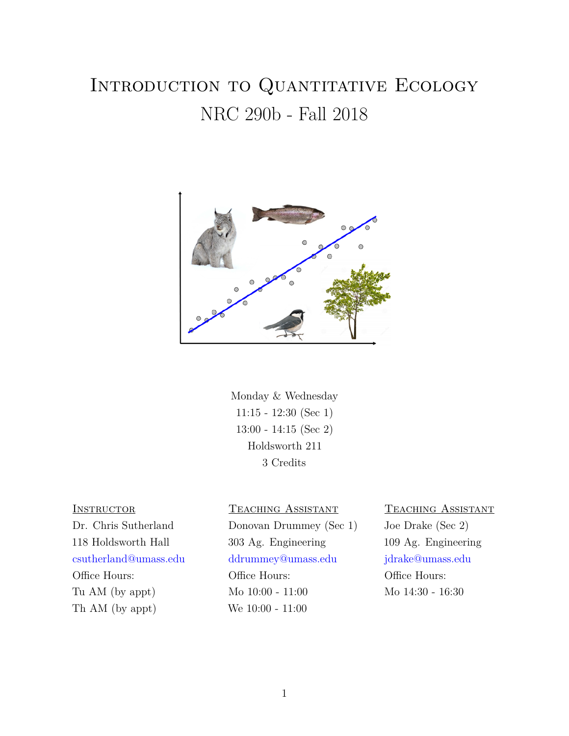# Introduction to Quantitative Ecology

## NRC 290b - Fall 2018

Monday & Wednesday
11:15 - 12:30 (Sec 1)
13:00 - 14:15 (Sec 2)
Holdsworth 211
3 Credits

**Instructor**
Dr. Chris Sutherland
118 Holdsworth Hall
csutherland@umass.edu
Office Hours:
Tu AM (by appt)
Th AM (by appt)

**Teaching Assistant**
Donovan Drummey (Sec 1)
303 Ag. Engineering
ddrummey@umass.edu
Office Hours:
Mo 10:00 - 11:00
We 10:00 - 11:00

**Teaching Assistant**
Joe Drake (Sec 2)
109 Ag. Engineering
jdrake@umass.edu
Office Hours:
Mo 14:30 - 16:30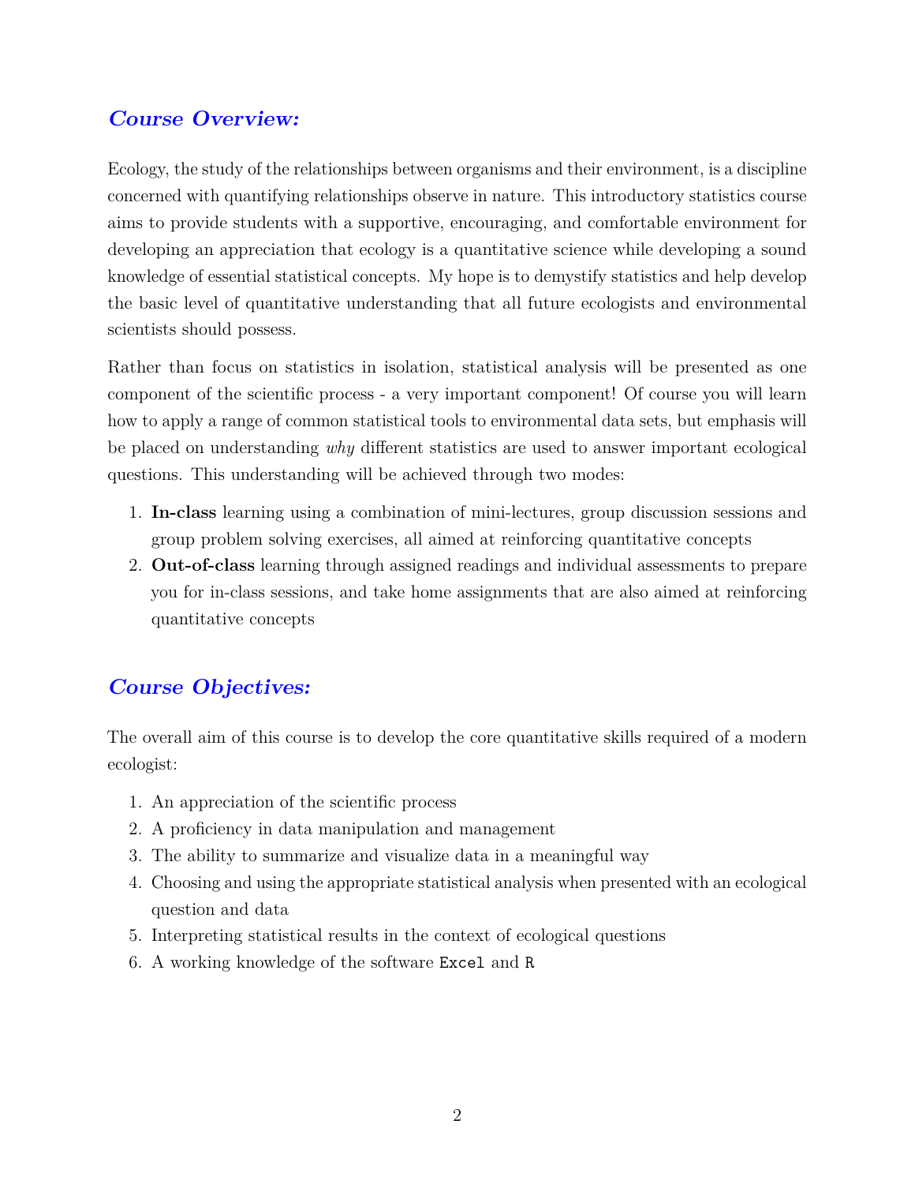## ***Course Overview:***

Ecology, the study of the relationships between organisms and their environment, is a discipline concerned with quantifying relationships observe in nature. This introductory statistics course aims to provide students with a supportive, encouraging, and comfortable environment for developing an appreciation that ecology is a quantitative science while developing a sound knowledge of essential statistical concepts. My hope is to demystify statistics and help develop the basic level of quantitative understanding that all future ecologists and environmental scientists should possess.

Rather than focus on statistics in isolation, statistical analysis will be presented as one component of the scientific process - a very important component! Of course you will learn how to apply a range of common statistical tools to environmental data sets, but emphasis will be placed on understanding *why* different statistics are used to answer important ecological questions. This understanding will be achieved through two modes:

1. **In-class** learning using a combination of mini-lectures, group discussion sessions and group problem solving exercises, all aimed at reinforcing quantitative concepts
2. **Out-of-class** learning through assigned readings and individual assessments to prepare you for in-class sessions, and take home assignments that are also aimed at reinforcing quantitative concepts

## ***Course Objectives:***

The overall aim of this course is to develop the core quantitative skills required of a modern ecologist:

1. An appreciation of the scientific process
2. A proficiency in data manipulation and management
3. The ability to summarize and visualize data in a meaningful way
4. Choosing and using the appropriate statistical analysis when presented with an ecological question and data
5. Interpreting statistical results in the context of ecological questions
6. A working knowledge of the software `Excel` and `R`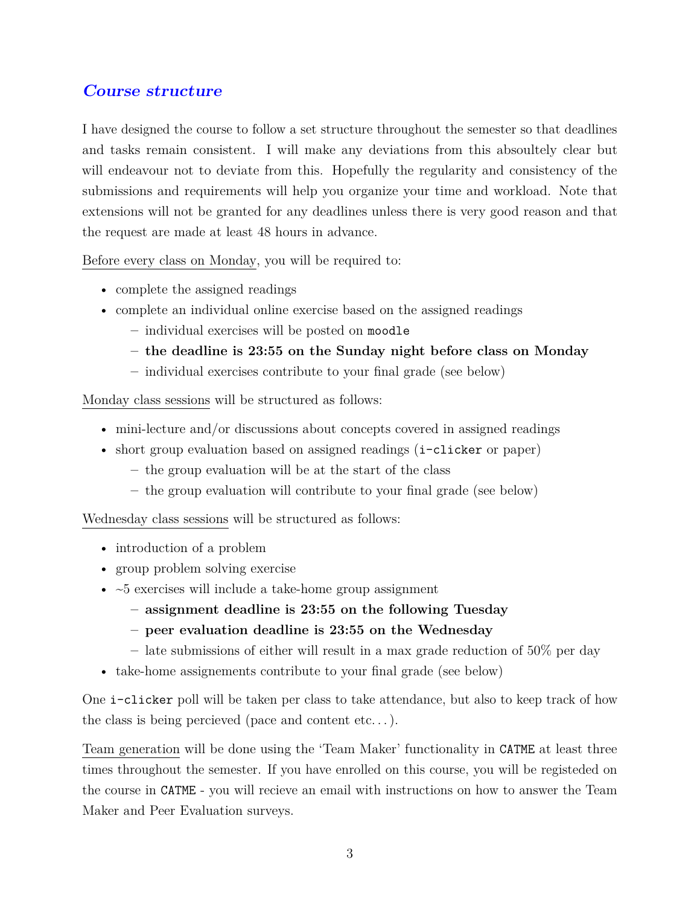## *Course structure*

I have designed the course to follow a set structure throughout the semester so that deadlines and tasks remain consistent. I will make any deviations from this absoultely clear but will endeavour not to deviate from this. Hopefully the regularity and consistency of the submissions and requirements will help you organize your time and workload. Note that extensions will not be granted for any deadlines unless there is very good reason and that the request are made at least 48 hours in advance.

Before every class on Monday, you will be required to:

- complete the assigned readings
- complete an individual online exercise based on the assigned readings
  - individual exercises will be posted on `moodle`
  - **the deadline is 23:55 on the Sunday night before class on Monday**
  - individual exercises contribute to your final grade (see below)

Monday class sessions will be structured as follows:

- mini-lecture and/or discussions about concepts covered in assigned readings
- short group evaluation based on assigned readings (`i-clicker` or paper)
  - the group evaluation will be at the start of the class
  - the group evaluation will contribute to your final grade (see below)

Wednesday class sessions will be structured as follows:

- introduction of a problem
- group problem solving exercise
- ~5 exercises will include a take-home group assignment
  - **assignment deadline is 23:55 on the following Tuesday**
  - **peer evaluation deadline is 23:55 on the Wednesday**
  - late submissions of either will result in a max grade reduction of 50% per day
- take-home assigenements contribute to your final grade (see below)

One `i-clicker` poll will be taken per class to take attendance, but also to keep track of how the class is being percieved (pace and content etc...).

Team generation will be done using the 'Team Maker' functionality in `CATME` at least three times throughout the semester. If you have enrolled on this course, you will be registeded on the course in `CATME` - you will recieve an email with instructions on how to answer the Team Maker and Peer Evaluation surveys.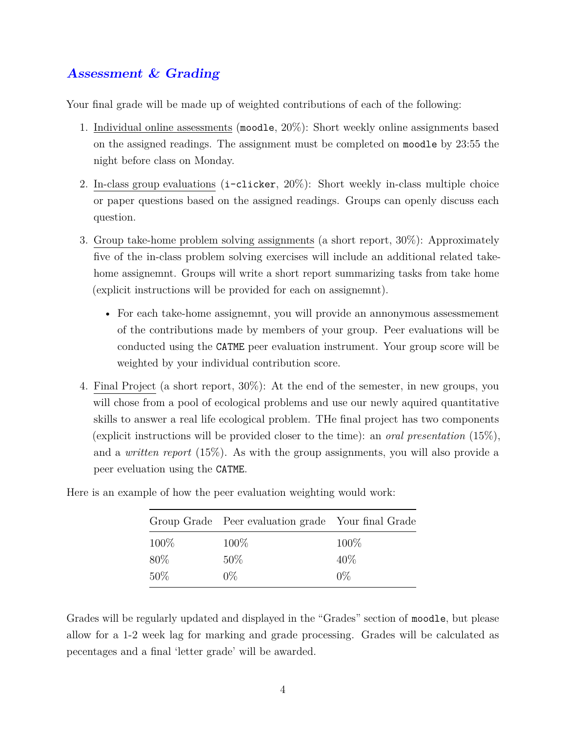## *Assessment & Grading*

Your final grade will be made up of weighted contributions of each of the following:

1. Individual online assessments (`moodle`, 20%): Short weekly online assignments based on the assigned readings. The assignment must be completed on `moodle` by 23:55 the night before class on Monday.

2. In-class group evaluations (`i-clicker`, 20%): Short weekly in-class multiple choice or paper questions based on the assigned readings. Groups can openly discuss each question.

3. Group take-home problem solving assignments (a short report, 30%): Approximately five of the in-class problem solving exercises will include an additional related take-home assigenemnt. Groups will write a short report summarizing tasks from take home (explicit instructions will be provided for each on assigenemnt).

   - For each take-home assigenemnt, you will provide an annonymous assessement of the contributions made by members of your group. Peer evaluations will be conducted using the `CATME` peer evaluation instrument. Your group score will be weighted by your individual contribution score.

4. Final Project (a short report, 30%): At the end of the semester, in new groups, you will chose from a pool of ecological problems and use our newly aquired quantitative skills to answer a real life ecological problem. THe final project has two components (explicit instructions will be provided closer to the time): an *oral presentation* (15%), and a *written report* (15%). As with the group assignments, you will also provide a peer eveluation using the `CATME`.

Here is an example of how the peer evaluation weighting would work:

| Group Grade | Peer evaluation grade | Your final Grade |
|---|---|---|
| 100% | 100% | 100% |
| 80% | 50% | 40% |
| 50% | 0% | 0% |

Grades will be regularly updated and displayed in the "Grades" section of `moodle`, but please allow for a 1-2 week lag for marking and grade processing. Grades will be calculated as pecentages and a final 'letter grade' will be awarded.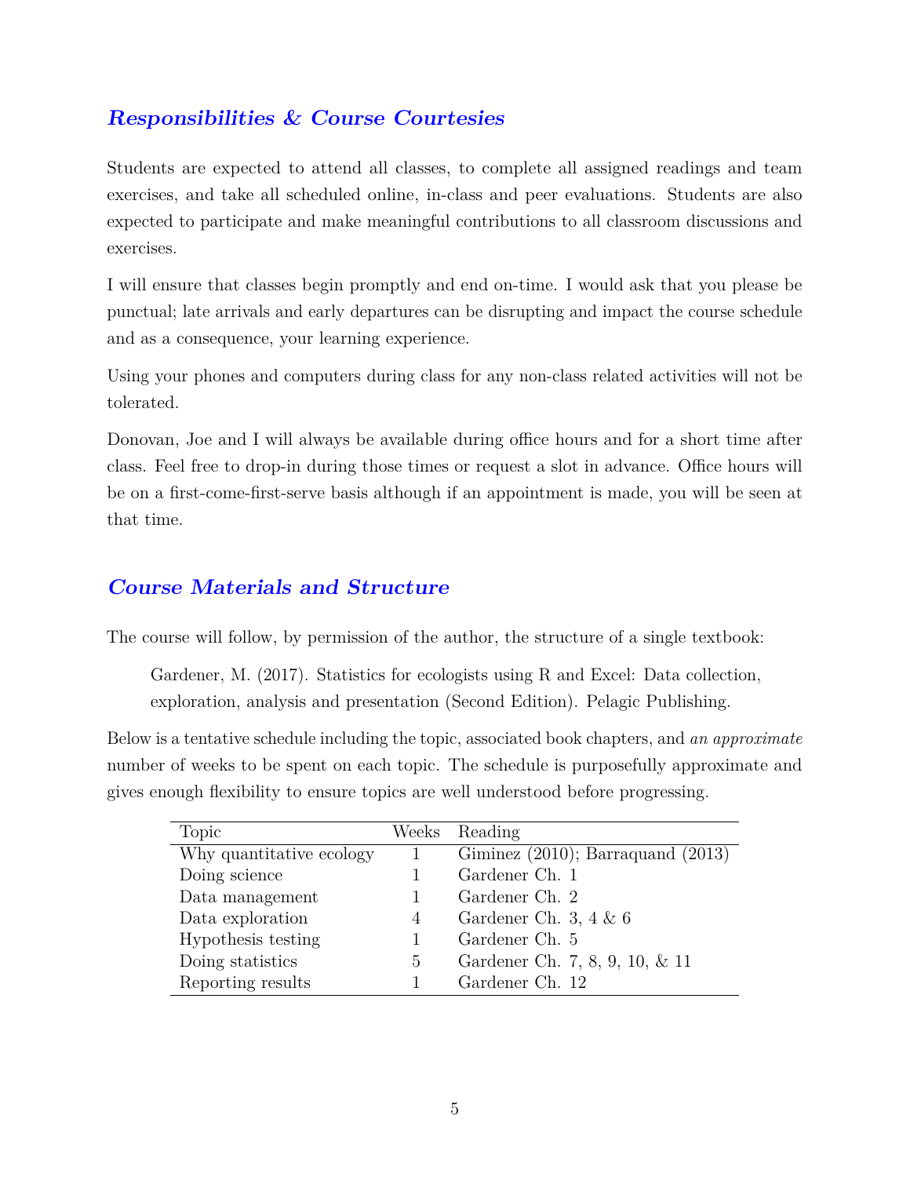## *Responsibilities & Course Courtesies*

Students are expected to attend all classes, to complete all assigned readings and team exercises, and take all scheduled online, in-class and peer evaluations. Students are also expected to participate and make meaningful contributions to all classroom discussions and exercises.

I will ensure that classes begin promptly and end on-time. I would ask that you please be punctual; late arrivals and early departures can be disrupting and impact the course schedule and as a consequence, your learning experience.

Using your phones and computers during class for any non-class related activities will not be tolerated.

Donovan, Joe and I will always be available during office hours and for a short time after class. Feel free to drop-in during those times or request a slot in advance. Office hours will be on a first-come-first-serve basis although if an appointment is made, you will be seen at that time.

## *Course Materials and Structure*

The course will follow, by permission of the author, the structure of a single textbook:

> Gardener, M. (2017). Statistics for ecologists using R and Excel: Data collection, exploration, analysis and presentation (Second Edition). Pelagic Publishing.

Below is a tentative schedule including the topic, associated book chapters, and *an approximate* number of weeks to be spent on each topic. The schedule is purposefully approximate and gives enough flexibility to ensure topics are well understood before progressing.

| Topic | Weeks | Reading |
|---|---|---|
| Why quantitative ecology | 1 | Giminez (2010); Barraquand (2013) |
| Doing science | 1 | Gardener Ch. 1 |
| Data management | 1 | Gardener Ch. 2 |
| Data exploration | 4 | Gardener Ch. 3, 4 & 6 |
| Hypothesis testing | 1 | Gardener Ch. 5 |
| Doing statistics | 5 | Gardener Ch. 7, 8, 9, 10, & 11 |
| Reporting results | 1 | Gardener Ch. 12 |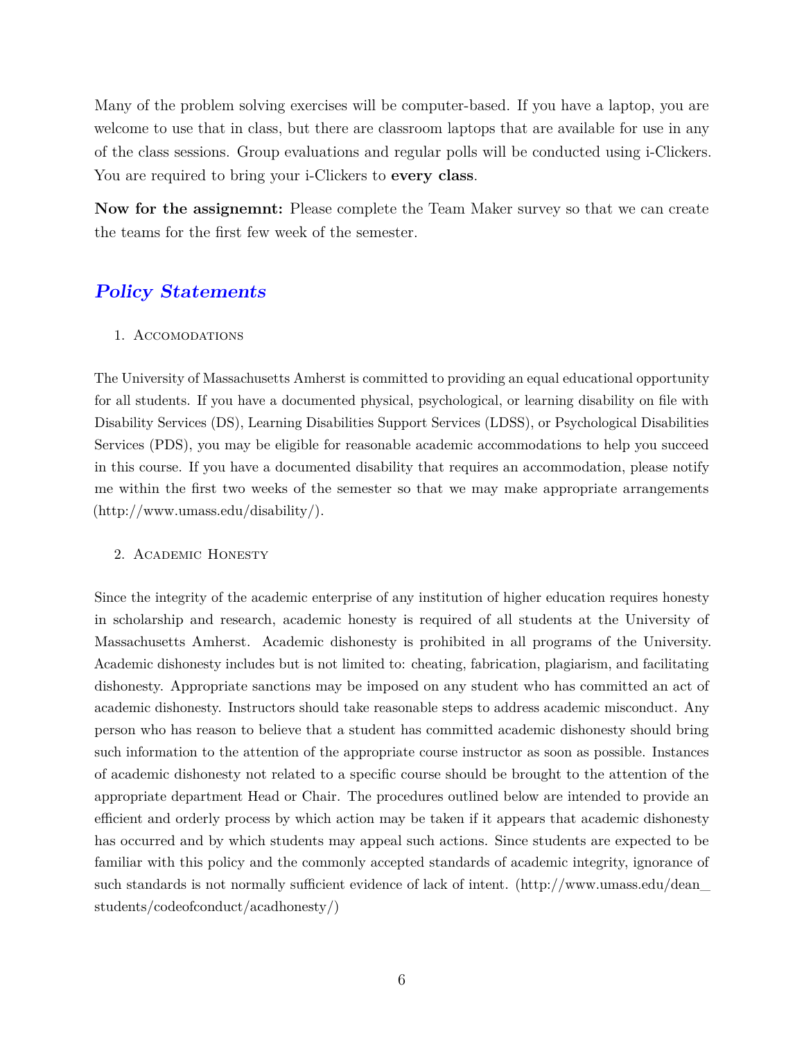Many of the problem solving exercises will be computer-based. If you have a laptop, you are welcome to use that in class, but there are classroom laptops that are available for use in any of the class sessions. Group evaluations and regular polls will be conducted using i-Clickers. You are required to bring your i-Clickers to **every class**.

**Now for the assignemnt:** Please complete the Team Maker survey so that we can create the teams for the first few week of the semester.

## *Policy Statements*

1. Accomodations

The University of Massachusetts Amherst is committed to providing an equal educational opportunity for all students. If you have a documented physical, psychological, or learning disability on file with Disability Services (DS), Learning Disabilities Support Services (LDSS), or Psychological Disabilities Services (PDS), you may be eligible for reasonable academic accommodations to help you succeed in this course. If you have a documented disability that requires an accommodation, please notify me within the first two weeks of the semester so that we may make appropriate arrangements (http://www.umass.edu/disability/).

2. Academic Honesty

Since the integrity of the academic enterprise of any institution of higher education requires honesty in scholarship and research, academic honesty is required of all students at the University of Massachusetts Amherst. Academic dishonesty is prohibited in all programs of the University. Academic dishonesty includes but is not limited to: cheating, fabrication, plagiarism, and facilitating dishonesty. Appropriate sanctions may be imposed on any student who has committed an act of academic dishonesty. Instructors should take reasonable steps to address academic misconduct. Any person who has reason to believe that a student has committed academic dishonesty should bring such information to the attention of the appropriate course instructor as soon as possible. Instances of academic dishonesty not related to a specific course should be brought to the attention of the appropriate department Head or Chair. The procedures outlined below are intended to provide an efficient and orderly process by which action may be taken if it appears that academic dishonesty has occurred and by which students may appeal such actions. Since students are expected to be familiar with this policy and the commonly accepted standards of academic integrity, ignorance of such standards is not normally sufficient evidence of lack of intent. (http://www.umass.edu/dean_students/codeofconduct/acadhonesty/)